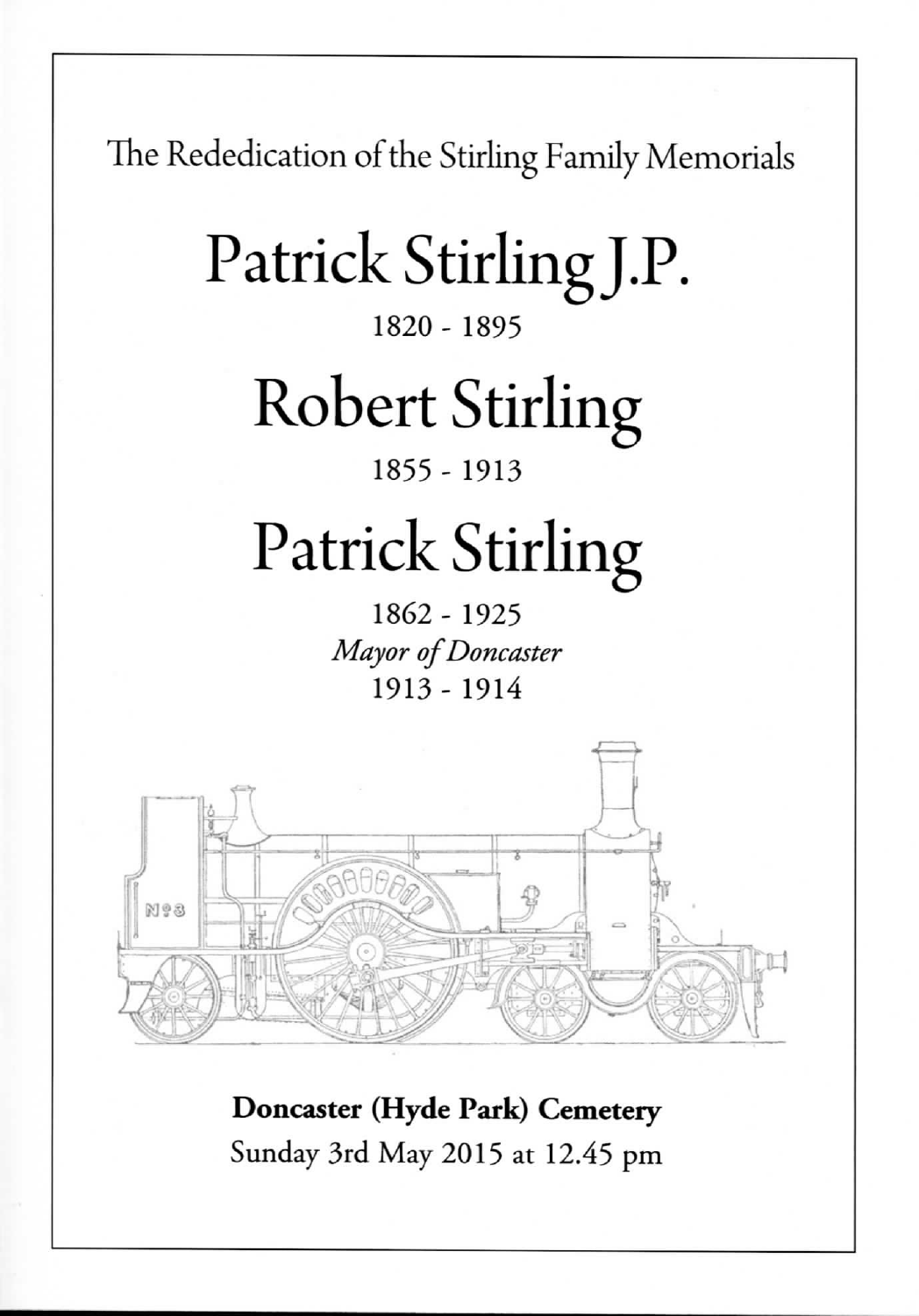The Rededication of the Stirling Family Memorials

# Patrick Stirling J.P.

1820 - 1895

# Robert Stirling

1855 - 1913

# Patrick Stirling

1862 - 1925

*Mayor of Doncaster*

1913 - 1914

**Doncaster (Hyde Park) Cemetery**

Sunday 3rd May 2015 at 12.45 pm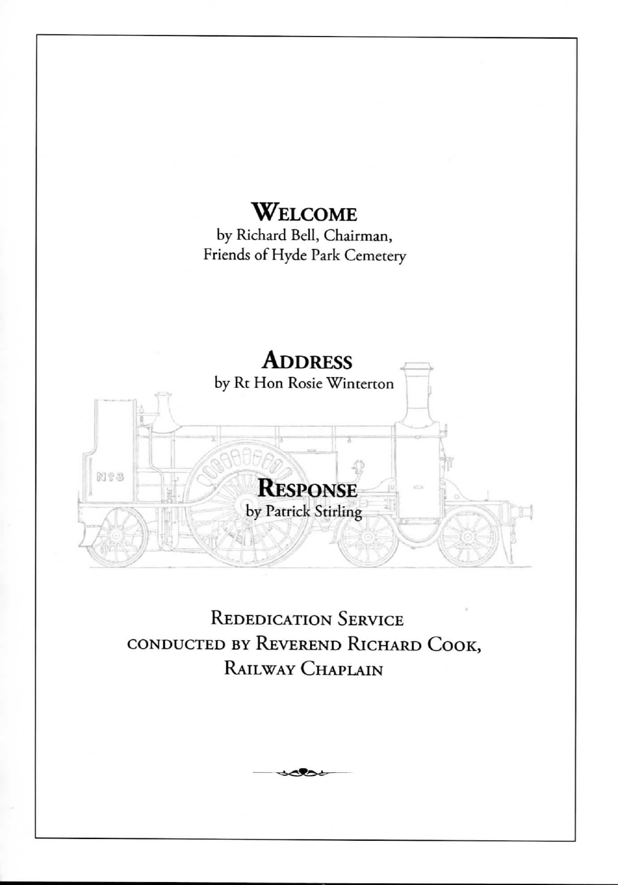## Welcome

by Richard Bell, Chairman,
Friends of Hyde Park Cemetery

## Address

by Rt Hon Rosie Winterton

## Response

by Patrick Stirling

Rededication Service
conducted by Reverend Richard Cook,
Railway Chaplain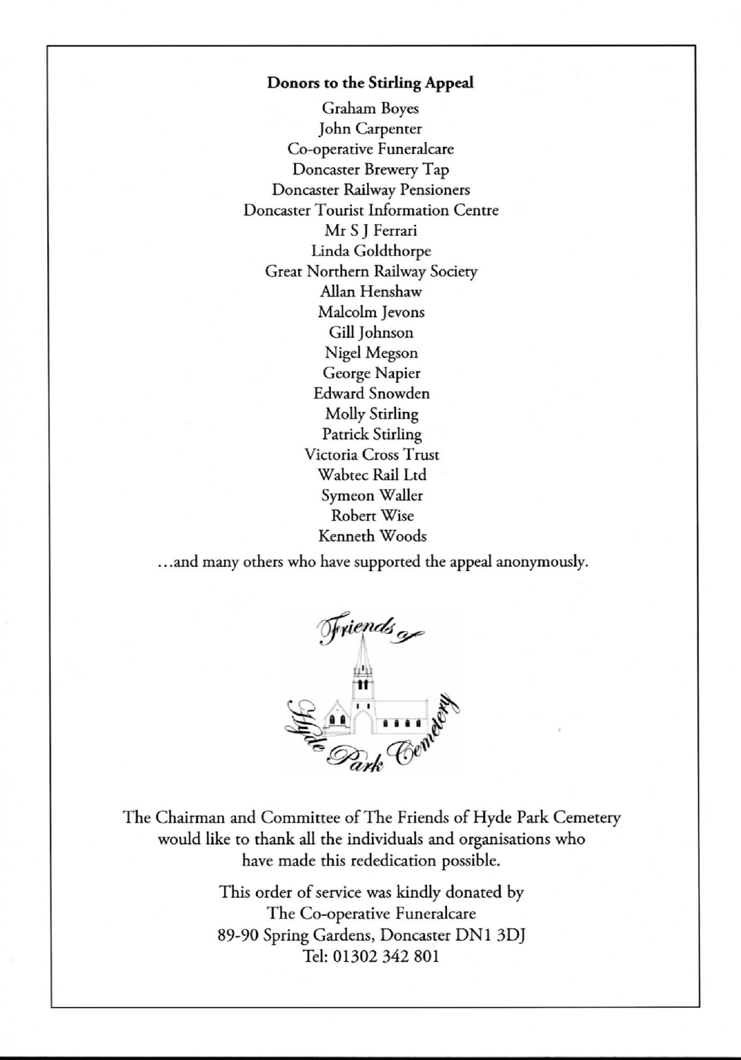**Donors to the Stirling Appeal**

Graham Boyes
John Carpenter
Co-operative Funeralcare
Doncaster Brewery Tap
Doncaster Railway Pensioners
Doncaster Tourist Information Centre
Mr S J Ferrari
Linda Goldthorpe
Great Northern Railway Society
Allan Henshaw
Malcolm Jevons
Gill Johnson
Nigel Megson
George Napier
Edward Snowden
Molly Stirling
Patrick Stirling
Victoria Cross Trust
Wabtec Rail Ltd
Symeon Waller
Robert Wise
Kenneth Woods

...and many others who have supported the appeal anonymously.

Friends of Hyde Park Cemetery

The Chairman and Committee of The Friends of Hyde Park Cemetery would like to thank all the individuals and organisations who have made this rededication possible.

This order of service was kindly donated by
The Co-operative Funeralcare
89-90 Spring Gardens, Doncaster DN1 3DJ
Tel: 01302 342 801